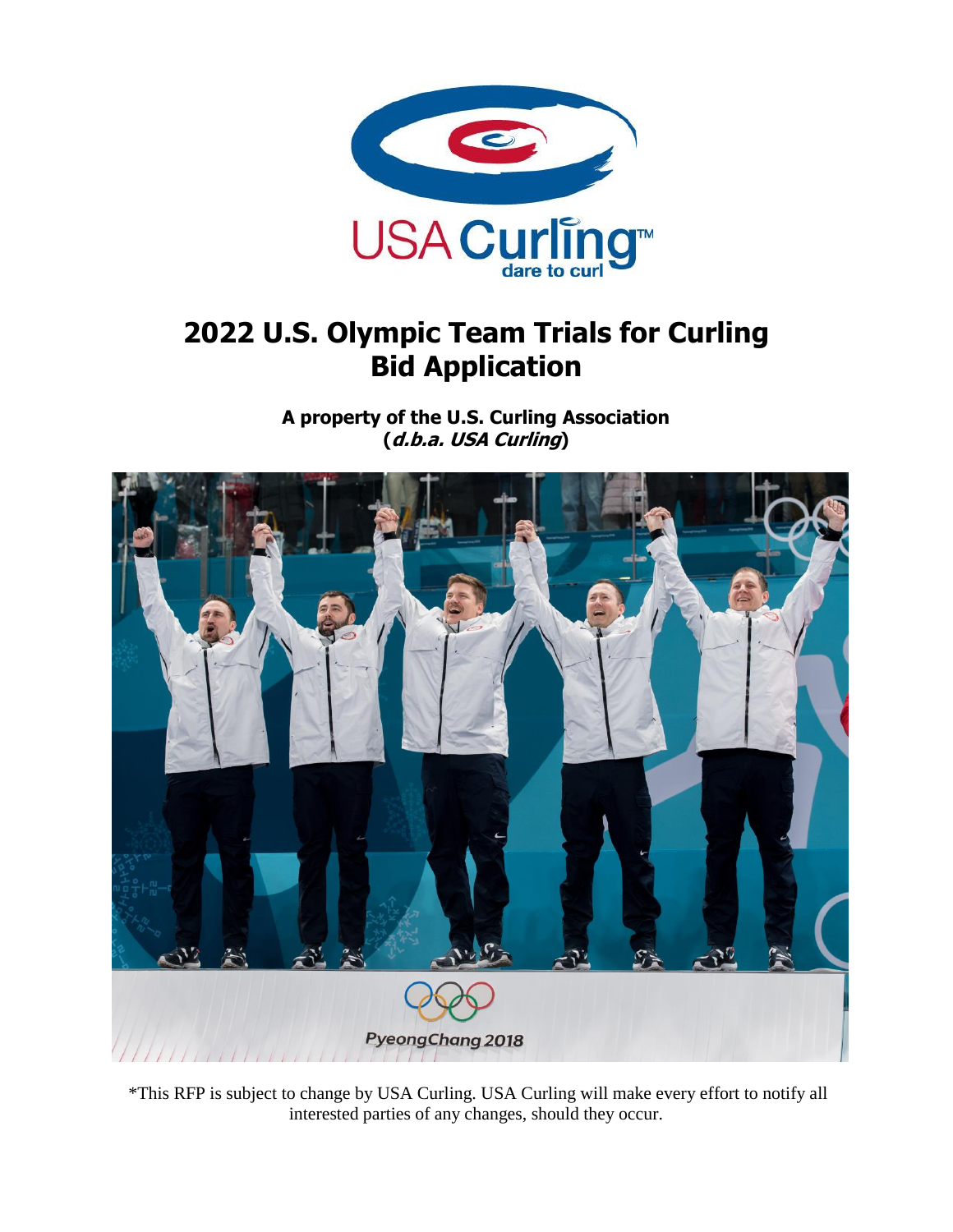# 2022 U.S. Olympic Team Trials for Curling Bid Application

**A property of the U.S. Curling Association (*d.b.a. USA Curling*)**

*This RFP is subject to change by USA Curling. USA Curling will make every effort to notify all interested parties of any changes, should they occur.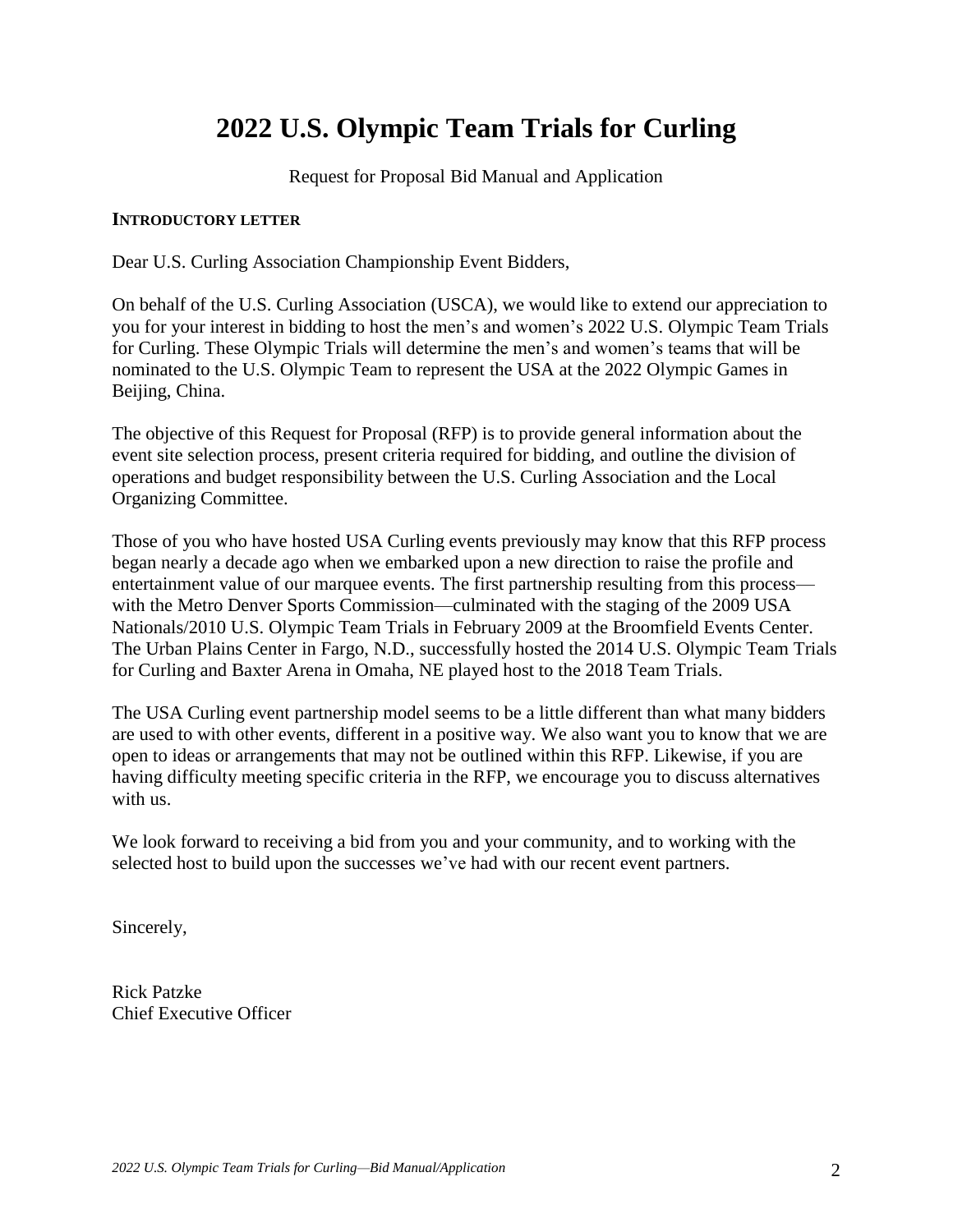# 2022 U.S. Olympic Team Trials for Curling

Request for Proposal Bid Manual and Application

**INTRODUCTORY LETTER**

Dear U.S. Curling Association Championship Event Bidders,

On behalf of the U.S. Curling Association (USCA), we would like to extend our appreciation to you for your interest in bidding to host the men's and women's 2022 U.S. Olympic Team Trials for Curling. These Olympic Trials will determine the men's and women's teams that will be nominated to the U.S. Olympic Team to represent the USA at the 2022 Olympic Games in Beijing, China.

The objective of this Request for Proposal (RFP) is to provide general information about the event site selection process, present criteria required for bidding, and outline the division of operations and budget responsibility between the U.S. Curling Association and the Local Organizing Committee.

Those of you who have hosted USA Curling events previously may know that this RFP process began nearly a decade ago when we embarked upon a new direction to raise the profile and entertainment value of our marquee events. The first partnership resulting from this process—with the Metro Denver Sports Commission—culminated with the staging of the 2009 USA Nationals/2010 U.S. Olympic Team Trials in February 2009 at the Broomfield Events Center. The Urban Plains Center in Fargo, N.D., successfully hosted the 2014 U.S. Olympic Team Trials for Curling and Baxter Arena in Omaha, NE played host to the 2018 Team Trials.

The USA Curling event partnership model seems to be a little different than what many bidders are used to with other events, different in a positive way. We also want you to know that we are open to ideas or arrangements that may not be outlined within this RFP. Likewise, if you are having difficulty meeting specific criteria in the RFP, we encourage you to discuss alternatives with us.

We look forward to receiving a bid from you and your community, and to working with the selected host to build upon the successes we've had with our recent event partners.

Sincerely,

Rick Patzke
Chief Executive Officer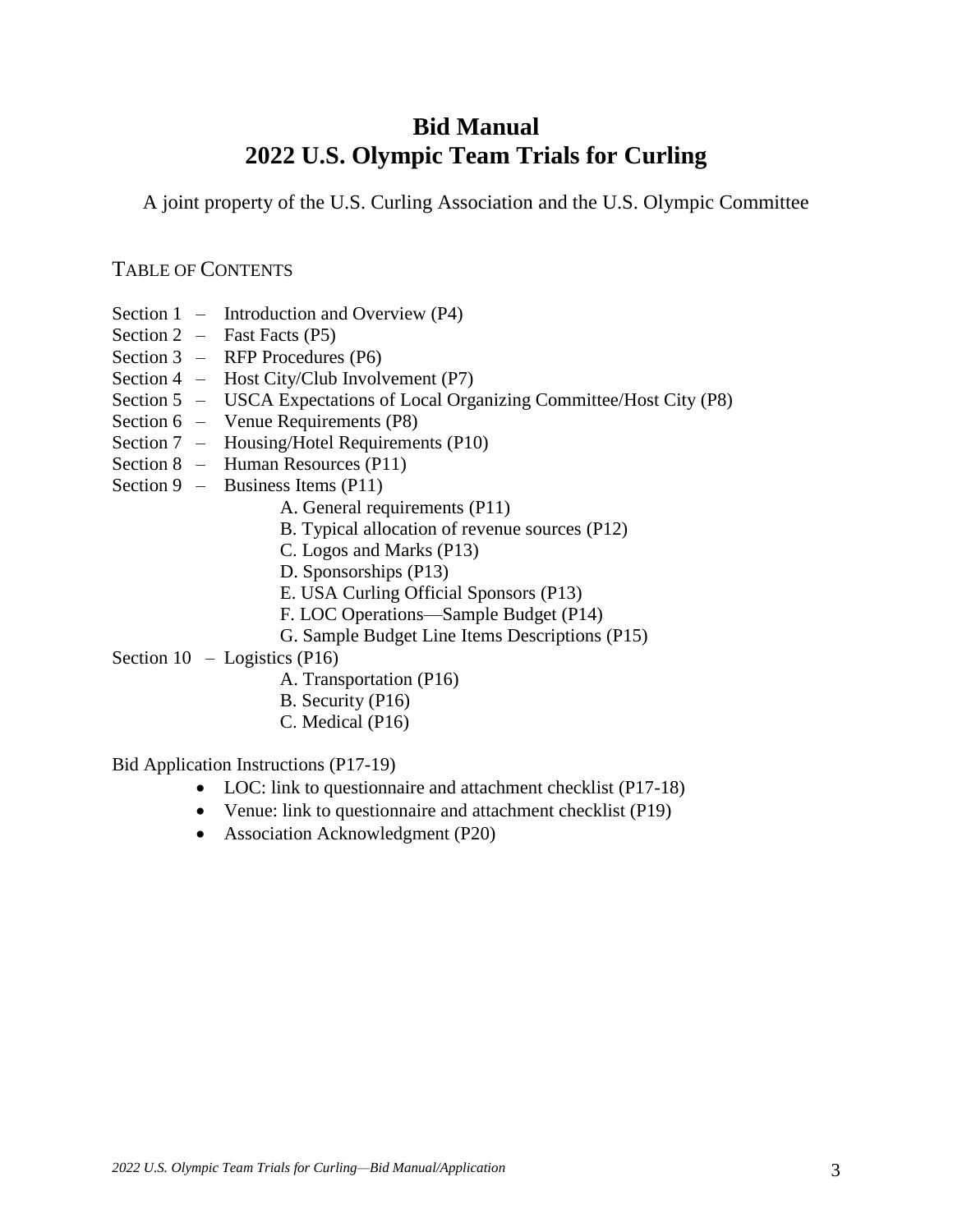# Bid Manual
# 2022 U.S. Olympic Team Trials for Curling

A joint property of the U.S. Curling Association and the U.S. Olympic Committee

## TABLE OF CONTENTS

- Section 1 – Introduction and Overview (P4)
- Section 2 – Fast Facts (P5)
- Section 3 – RFP Procedures (P6)
- Section 4 – Host City/Club Involvement (P7)
- Section 5 – USCA Expectations of Local Organizing Committee/Host City (P8)
- Section 6 – Venue Requirements (P8)
- Section 7 – Housing/Hotel Requirements (P10)
- Section 8 – Human Resources (P11)
- Section 9 – Business Items (P11)
  - A. General requirements (P11)
  - B. Typical allocation of revenue sources (P12)
  - C. Logos and Marks (P13)
  - D. Sponsorships (P13)
  - E. USA Curling Official Sponsors (P13)
  - F. LOC Operations—Sample Budget (P14)
  - G. Sample Budget Line Items Descriptions (P15)
- Section 10 – Logistics (P16)
  - A. Transportation (P16)
  - B. Security (P16)
  - C. Medical (P16)

Bid Application Instructions (P17-19)

- LOC: link to questionnaire and attachment checklist (P17-18)
- Venue: link to questionnaire and attachment checklist (P19)
- Association Acknowledgment (P20)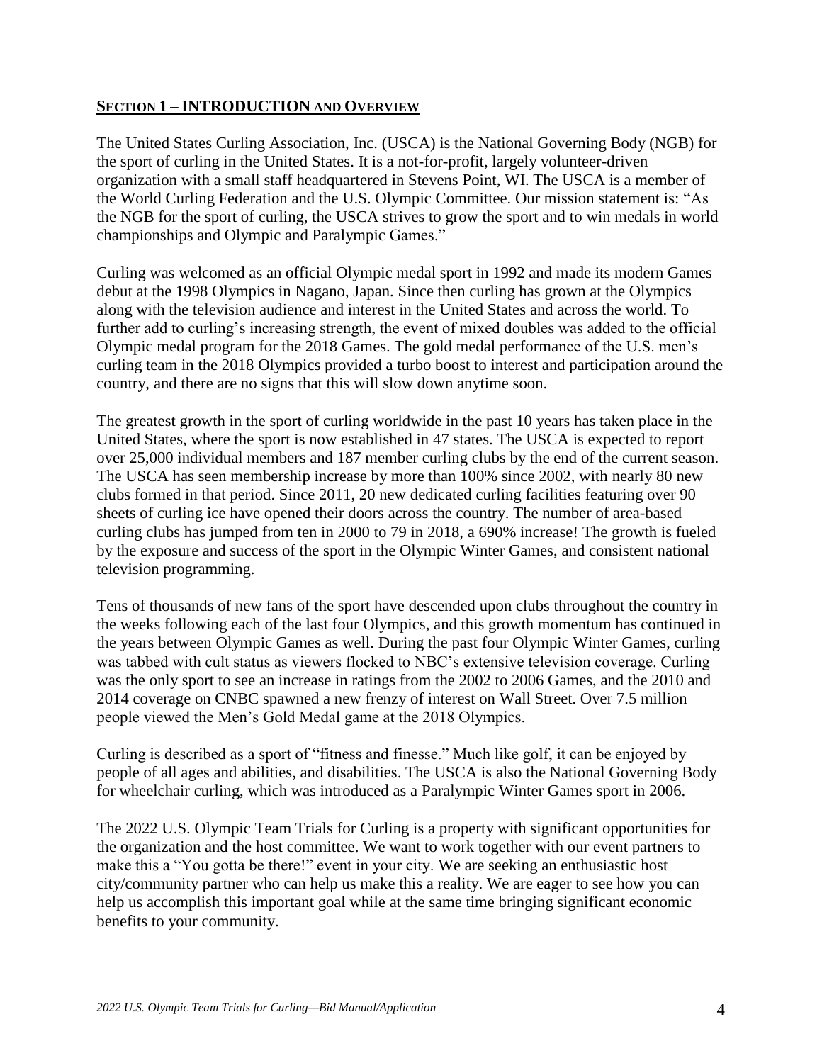## SECTION 1 – INTRODUCTION AND OVERVIEW

The United States Curling Association, Inc. (USCA) is the National Governing Body (NGB) for the sport of curling in the United States. It is a not-for-profit, largely volunteer-driven organization with a small staff headquartered in Stevens Point, WI. The USCA is a member of the World Curling Federation and the U.S. Olympic Committee. Our mission statement is: "As the NGB for the sport of curling, the USCA strives to grow the sport and to win medals in world championships and Olympic and Paralympic Games."

Curling was welcomed as an official Olympic medal sport in 1992 and made its modern Games debut at the 1998 Olympics in Nagano, Japan. Since then curling has grown at the Olympics along with the television audience and interest in the United States and across the world. To further add to curling's increasing strength, the event of mixed doubles was added to the official Olympic medal program for the 2018 Games. The gold medal performance of the U.S. men's curling team in the 2018 Olympics provided a turbo boost to interest and participation around the country, and there are no signs that this will slow down anytime soon.

The greatest growth in the sport of curling worldwide in the past 10 years has taken place in the United States, where the sport is now established in 47 states. The USCA is expected to report over 25,000 individual members and 187 member curling clubs by the end of the current season. The USCA has seen membership increase by more than 100% since 2002, with nearly 80 new clubs formed in that period. Since 2011, 20 new dedicated curling facilities featuring over 90 sheets of curling ice have opened their doors across the country. The number of area-based curling clubs has jumped from ten in 2000 to 79 in 2018, a 690% increase! The growth is fueled by the exposure and success of the sport in the Olympic Winter Games, and consistent national television programming.

Tens of thousands of new fans of the sport have descended upon clubs throughout the country in the weeks following each of the last four Olympics, and this growth momentum has continued in the years between Olympic Games as well. During the past four Olympic Winter Games, curling was tabbed with cult status as viewers flocked to NBC's extensive television coverage. Curling was the only sport to see an increase in ratings from the 2002 to 2006 Games, and the 2010 and 2014 coverage on CNBC spawned a new frenzy of interest on Wall Street. Over 7.5 million people viewed the Men's Gold Medal game at the 2018 Olympics.

Curling is described as a sport of "fitness and finesse." Much like golf, it can be enjoyed by people of all ages and abilities, and disabilities. The USCA is also the National Governing Body for wheelchair curling, which was introduced as a Paralympic Winter Games sport in 2006.

The 2022 U.S. Olympic Team Trials for Curling is a property with significant opportunities for the organization and the host committee. We want to work together with our event partners to make this a "You gotta be there!" event in your city. We are seeking an enthusiastic host city/community partner who can help us make this a reality. We are eager to see how you can help us accomplish this important goal while at the same time bringing significant economic benefits to your community.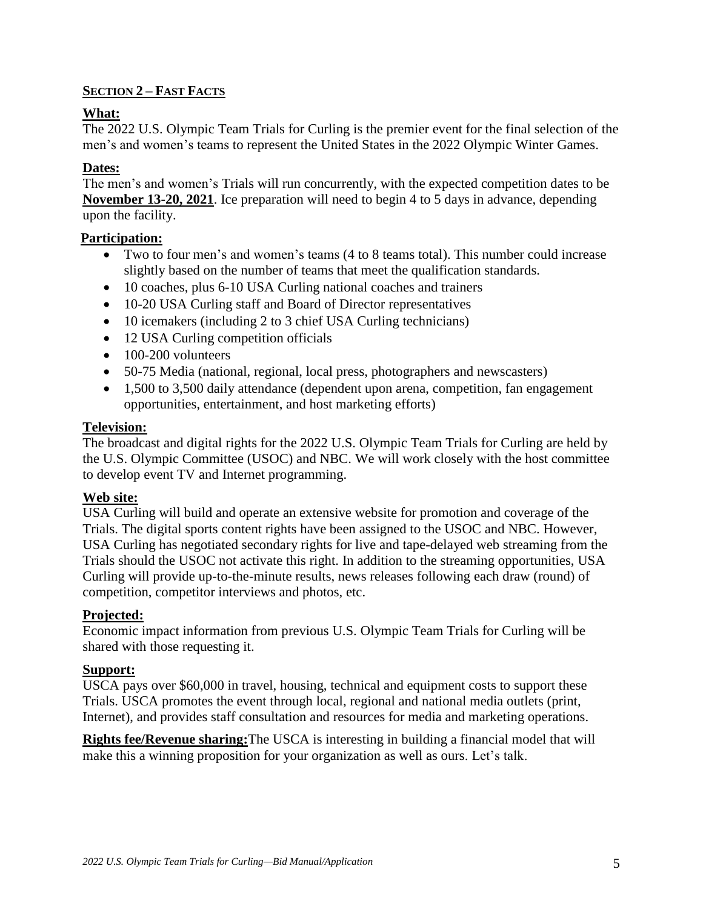## SECTION 2 – FAST FACTS

### What:

The 2022 U.S. Olympic Team Trials for Curling is the premier event for the final selection of the men's and women's teams to represent the United States in the 2022 Olympic Winter Games.

### Dates:

The men's and women's Trials will run concurrently, with the expected competition dates to be **November 13-20, 2021**. Ice preparation will need to begin 4 to 5 days in advance, depending upon the facility.

### Participation:

- Two to four men's and women's teams (4 to 8 teams total). This number could increase slightly based on the number of teams that meet the qualification standards.
- 10 coaches, plus 6-10 USA Curling national coaches and trainers
- 10-20 USA Curling staff and Board of Director representatives
- 10 icemakers (including 2 to 3 chief USA Curling technicians)
- 12 USA Curling competition officials
- 100-200 volunteers
- 50-75 Media (national, regional, local press, photographers and newscasters)
- 1,500 to 3,500 daily attendance (dependent upon arena, competition, fan engagement opportunities, entertainment, and host marketing efforts)

### Television:

The broadcast and digital rights for the 2022 U.S. Olympic Team Trials for Curling are held by the U.S. Olympic Committee (USOC) and NBC. We will work closely with the host committee to develop event TV and Internet programming.

### Web site:

USA Curling will build and operate an extensive website for promotion and coverage of the Trials. The digital sports content rights have been assigned to the USOC and NBC. However, USA Curling has negotiated secondary rights for live and tape-delayed web streaming from the Trials should the USOC not activate this right. In addition to the streaming opportunities, USA Curling will provide up-to-the-minute results, news releases following each draw (round) of competition, competitor interviews and photos, etc.

### Projected:

Economic impact information from previous U.S. Olympic Team Trials for Curling will be shared with those requesting it.

### Support:

USCA pays over $60,000 in travel, housing, technical and equipment costs to support these Trials. USCA promotes the event through local, regional and national media outlets (print, Internet), and provides staff consultation and resources for media and marketing operations.

**Rights fee/Revenue sharing:**The USCA is interesting in building a financial model that will make this a winning proposition for your organization as well as ours. Let's talk.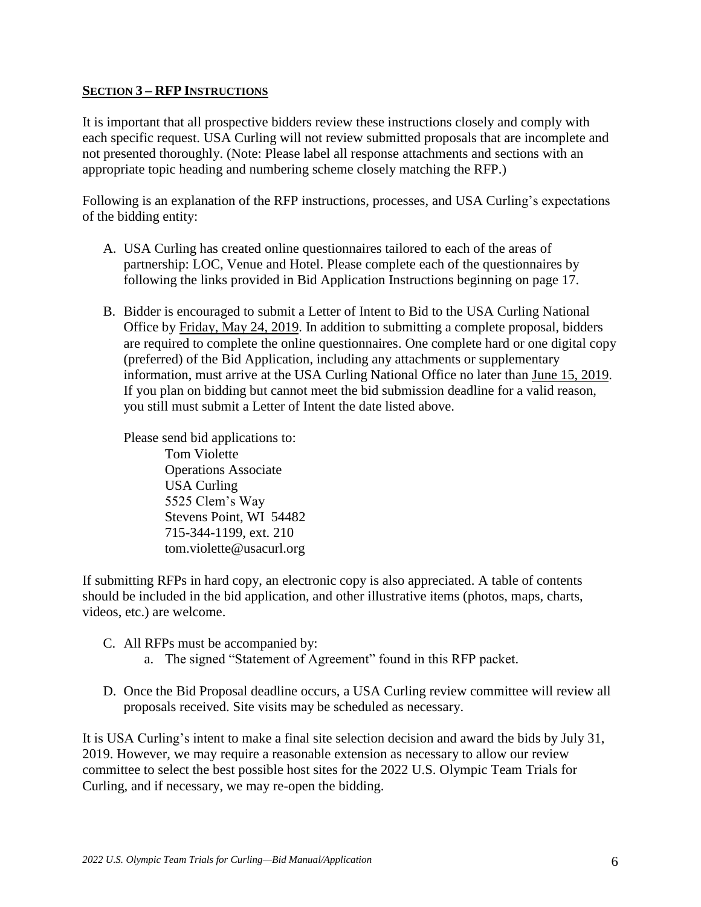## **SECTION 3 – RFP INSTRUCTIONS**

It is important that all prospective bidders review these instructions closely and comply with each specific request. USA Curling will not review submitted proposals that are incomplete and not presented thoroughly. (Note: Please label all response attachments and sections with an appropriate topic heading and numbering scheme closely matching the RFP.)

Following is an explanation of the RFP instructions, processes, and USA Curling's expectations of the bidding entity:

A. USA Curling has created online questionnaires tailored to each of the areas of partnership: LOC, Venue and Hotel. Please complete each of the questionnaires by following the links provided in Bid Application Instructions beginning on page 17.

B. Bidder is encouraged to submit a Letter of Intent to Bid to the USA Curling National Office by Friday, May 24, 2019. In addition to submitting a complete proposal, bidders are required to complete the online questionnaires. One complete hard or one digital copy (preferred) of the Bid Application, including any attachments or supplementary information, must arrive at the USA Curling National Office no later than June 15, 2019. If you plan on bidding but cannot meet the bid submission deadline for a valid reason, you still must submit a Letter of Intent the date listed above.

   Please send bid applications to:

   Tom Violette  
   Operations Associate  
   USA Curling  
   5525 Clem's Way  
   Stevens Point, WI 54482  
   715-344-1199, ext. 210  
   tom.violette@usacurl.org

If submitting RFPs in hard copy, an electronic copy is also appreciated. A table of contents should be included in the bid application, and other illustrative items (photos, maps, charts, videos, etc.) are welcome.

C. All RFPs must be accompanied by:
   a. The signed "Statement of Agreement" found in this RFP packet.

D. Once the Bid Proposal deadline occurs, a USA Curling review committee will review all proposals received. Site visits may be scheduled as necessary.

It is USA Curling's intent to make a final site selection decision and award the bids by July 31, 2019. However, we may require a reasonable extension as necessary to allow our review committee to select the best possible host sites for the 2022 U.S. Olympic Team Trials for Curling, and if necessary, we may re-open the bidding.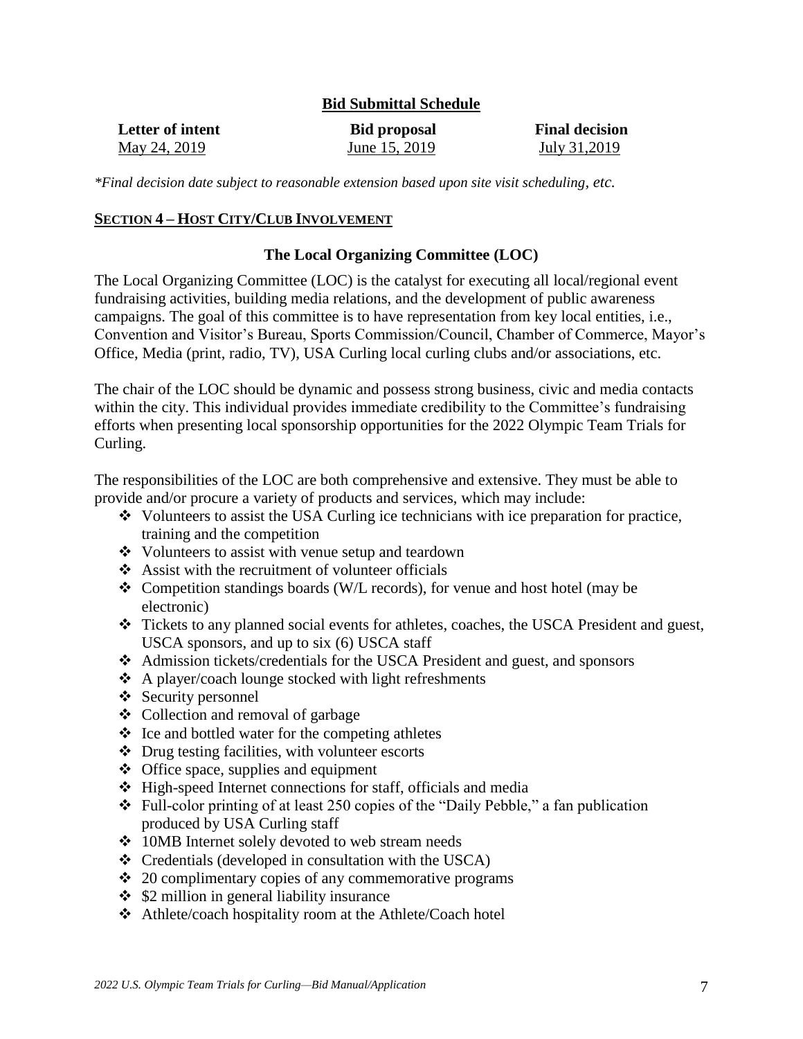## Bid Submittal Schedule

| Letter of intent | Bid proposal | Final decision |
|---|---|---|
| May 24, 2019 | June 15, 2019 | July 31,2019 |

*\*Final decision date subject to reasonable extension based upon site visit scheduling, etc.*

## SECTION 4 – HOST CITY/CLUB INVOLVEMENT

### The Local Organizing Committee (LOC)

The Local Organizing Committee (LOC) is the catalyst for executing all local/regional event fundraising activities, building media relations, and the development of public awareness campaigns. The goal of this committee is to have representation from key local entities, i.e., Convention and Visitor's Bureau, Sports Commission/Council, Chamber of Commerce, Mayor's Office, Media (print, radio, TV), USA Curling local curling clubs and/or associations, etc.

The chair of the LOC should be dynamic and possess strong business, civic and media contacts within the city. This individual provides immediate credibility to the Committee's fundraising efforts when presenting local sponsorship opportunities for the 2022 Olympic Team Trials for Curling.

The responsibilities of the LOC are both comprehensive and extensive. They must be able to provide and/or procure a variety of products and services, which may include:

- Volunteers to assist the USA Curling ice technicians with ice preparation for practice, training and the competition
- Volunteers to assist with venue setup and teardown
- Assist with the recruitment of volunteer officials
- Competition standings boards (W/L records), for venue and host hotel (may be electronic)
- Tickets to any planned social events for athletes, coaches, the USCA President and guest, USCA sponsors, and up to six (6) USCA staff
- Admission tickets/credentials for the USCA President and guest, and sponsors
- A player/coach lounge stocked with light refreshments
- Security personnel
- Collection and removal of garbage
- Ice and bottled water for the competing athletes
- Drug testing facilities, with volunteer escorts
- Office space, supplies and equipment
- High-speed Internet connections for staff, officials and media
- Full-color printing of at least 250 copies of the "Daily Pebble," a fan publication produced by USA Curling staff
- 10MB Internet solely devoted to web stream needs
- Credentials (developed in consultation with the USCA)
- 20 complimentary copies of any commemorative programs
- $2 million in general liability insurance
- Athlete/coach hospitality room at the Athlete/Coach hotel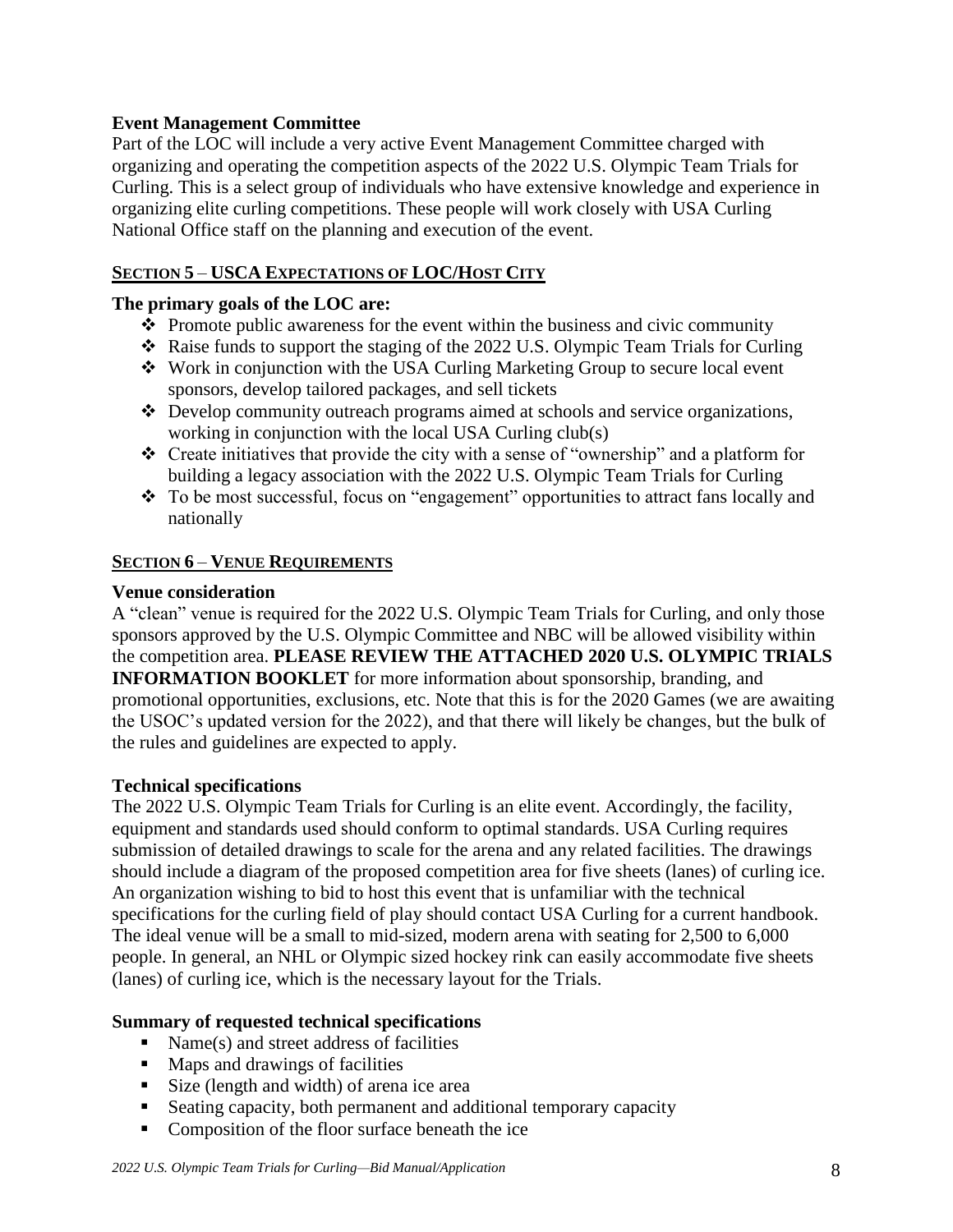**Event Management Committee**

Part of the LOC will include a very active Event Management Committee charged with organizing and operating the competition aspects of the 2022 U.S. Olympic Team Trials for Curling. This is a select group of individuals who have extensive knowledge and experience in organizing elite curling competitions. These people will work closely with USA Curling National Office staff on the planning and execution of the event.

## SECTION 5 – USCA EXPECTATIONS OF LOC/HOST CITY

**The primary goals of the LOC are:**

- Promote public awareness for the event within the business and civic community
- Raise funds to support the staging of the 2022 U.S. Olympic Team Trials for Curling
- Work in conjunction with the USA Curling Marketing Group to secure local event sponsors, develop tailored packages, and sell tickets
- Develop community outreach programs aimed at schools and service organizations, working in conjunction with the local USA Curling club(s)
- Create initiatives that provide the city with a sense of "ownership" and a platform for building a legacy association with the 2022 U.S. Olympic Team Trials for Curling
- To be most successful, focus on "engagement" opportunities to attract fans locally and nationally

## SECTION 6 – VENUE REQUIREMENTS

**Venue consideration**

A "clean" venue is required for the 2022 U.S. Olympic Team Trials for Curling, and only those sponsors approved by the U.S. Olympic Committee and NBC will be allowed visibility within the competition area. **PLEASE REVIEW THE ATTACHED 2020 U.S. OLYMPIC TRIALS INFORMATION BOOKLET** for more information about sponsorship, branding, and promotional opportunities, exclusions, etc. Note that this is for the 2020 Games (we are awaiting the USOC's updated version for the 2022), and that there will likely be changes, but the bulk of the rules and guidelines are expected to apply.

**Technical specifications**

The 2022 U.S. Olympic Team Trials for Curling is an elite event. Accordingly, the facility, equipment and standards used should conform to optimal standards. USA Curling requires submission of detailed drawings to scale for the arena and any related facilities. The drawings should include a diagram of the proposed competition area for five sheets (lanes) of curling ice. An organization wishing to bid to host this event that is unfamiliar with the technical specifications for the curling field of play should contact USA Curling for a current handbook. The ideal venue will be a small to mid-sized, modern arena with seating for 2,500 to 6,000 people. In general, an NHL or Olympic sized hockey rink can easily accommodate five sheets (lanes) of curling ice, which is the necessary layout for the Trials.

**Summary of requested technical specifications**

- Name(s) and street address of facilities
- Maps and drawings of facilities
- Size (length and width) of arena ice area
- Seating capacity, both permanent and additional temporary capacity
- Composition of the floor surface beneath the ice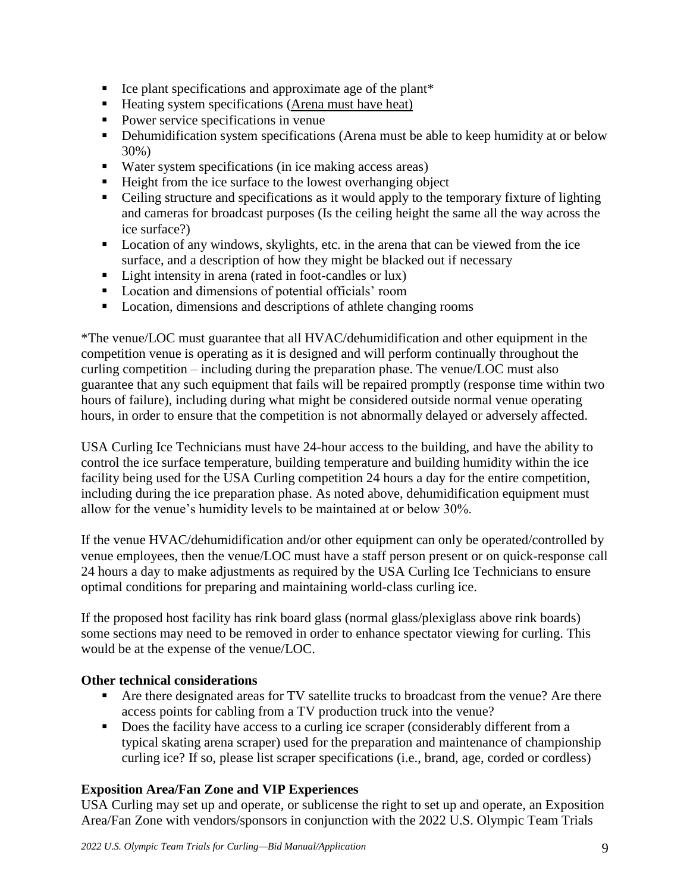- Ice plant specifications and approximate age of the plant*
- Heating system specifications (Arena must have heat)
- Power service specifications in venue
- Dehumidification system specifications (Arena must be able to keep humidity at or below 30%)
- Water system specifications (in ice making access areas)
- Height from the ice surface to the lowest overhanging object
- Ceiling structure and specifications as it would apply to the temporary fixture of lighting and cameras for broadcast purposes (Is the ceiling height the same all the way across the ice surface?)
- Location of any windows, skylights, etc. in the arena that can be viewed from the ice surface, and a description of how they might be blacked out if necessary
- Light intensity in arena (rated in foot-candles or lux)
- Location and dimensions of potential officials' room
- Location, dimensions and descriptions of athlete changing rooms

*The venue/LOC must guarantee that all HVAC/dehumidification and other equipment in the competition venue is operating as it is designed and will perform continually throughout the curling competition – including during the preparation phase. The venue/LOC must also guarantee that any such equipment that fails will be repaired promptly (response time within two hours of failure), including during what might be considered outside normal venue operating hours, in order to ensure that the competition is not abnormally delayed or adversely affected.

USA Curling Ice Technicians must have 24-hour access to the building, and have the ability to control the ice surface temperature, building temperature and building humidity within the ice facility being used for the USA Curling competition 24 hours a day for the entire competition, including during the ice preparation phase. As noted above, dehumidification equipment must allow for the venue's humidity levels to be maintained at or below 30%.

If the venue HVAC/dehumidification and/or other equipment can only be operated/controlled by venue employees, then the venue/LOC must have a staff person present or on quick-response call 24 hours a day to make adjustments as required by the USA Curling Ice Technicians to ensure optimal conditions for preparing and maintaining world-class curling ice.

If the proposed host facility has rink board glass (normal glass/plexiglass above rink boards) some sections may need to be removed in order to enhance spectator viewing for curling. This would be at the expense of the venue/LOC.

**Other technical considerations**

- Are there designated areas for TV satellite trucks to broadcast from the venue? Are there access points for cabling from a TV production truck into the venue?
- Does the facility have access to a curling ice scraper (considerably different from a typical skating arena scraper) used for the preparation and maintenance of championship curling ice? If so, please list scraper specifications (i.e., brand, age, corded or cordless)

**Exposition Area/Fan Zone and VIP Experiences**

USA Curling may set up and operate, or sublicense the right to set up and operate, an Exposition Area/Fan Zone with vendors/sponsors in conjunction with the 2022 U.S. Olympic Team Trials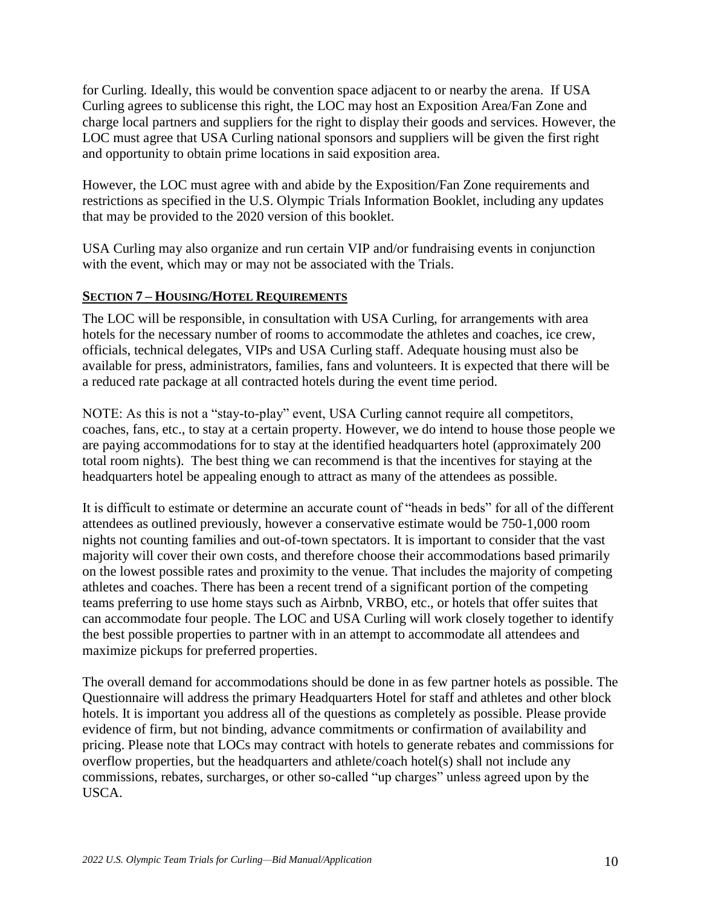for Curling. Ideally, this would be convention space adjacent to or nearby the arena. If USA Curling agrees to sublicense this right, the LOC may host an Exposition Area/Fan Zone and charge local partners and suppliers for the right to display their goods and services. However, the LOC must agree that USA Curling national sponsors and suppliers will be given the first right and opportunity to obtain prime locations in said exposition area.

However, the LOC must agree with and abide by the Exposition/Fan Zone requirements and restrictions as specified in the U.S. Olympic Trials Information Booklet, including any updates that may be provided to the 2020 version of this booklet.

USA Curling may also organize and run certain VIP and/or fundraising events in conjunction with the event, which may or may not be associated with the Trials.

## SECTION 7 – HOUSING/HOTEL REQUIREMENTS

The LOC will be responsible, in consultation with USA Curling, for arrangements with area hotels for the necessary number of rooms to accommodate the athletes and coaches, ice crew, officials, technical delegates, VIPs and USA Curling staff. Adequate housing must also be available for press, administrators, families, fans and volunteers. It is expected that there will be a reduced rate package at all contracted hotels during the event time period.

NOTE: As this is not a "stay-to-play" event, USA Curling cannot require all competitors, coaches, fans, etc., to stay at a certain property. However, we do intend to house those people we are paying accommodations for to stay at the identified headquarters hotel (approximately 200 total room nights). The best thing we can recommend is that the incentives for staying at the headquarters hotel be appealing enough to attract as many of the attendees as possible.

It is difficult to estimate or determine an accurate count of "heads in beds" for all of the different attendees as outlined previously, however a conservative estimate would be 750-1,000 room nights not counting families and out-of-town spectators. It is important to consider that the vast majority will cover their own costs, and therefore choose their accommodations based primarily on the lowest possible rates and proximity to the venue. That includes the majority of competing athletes and coaches. There has been a recent trend of a significant portion of the competing teams preferring to use home stays such as Airbnb, VRBO, etc., or hotels that offer suites that can accommodate four people. The LOC and USA Curling will work closely together to identify the best possible properties to partner with in an attempt to accommodate all attendees and maximize pickups for preferred properties.

The overall demand for accommodations should be done in as few partner hotels as possible. The Questionnaire will address the primary Headquarters Hotel for staff and athletes and other block hotels. It is important you address all of the questions as completely as possible. Please provide evidence of firm, but not binding, advance commitments or confirmation of availability and pricing. Please note that LOCs may contract with hotels to generate rebates and commissions for overflow properties, but the headquarters and athlete/coach hotel(s) shall not include any commissions, rebates, surcharges, or other so-called "up charges" unless agreed upon by the USCA.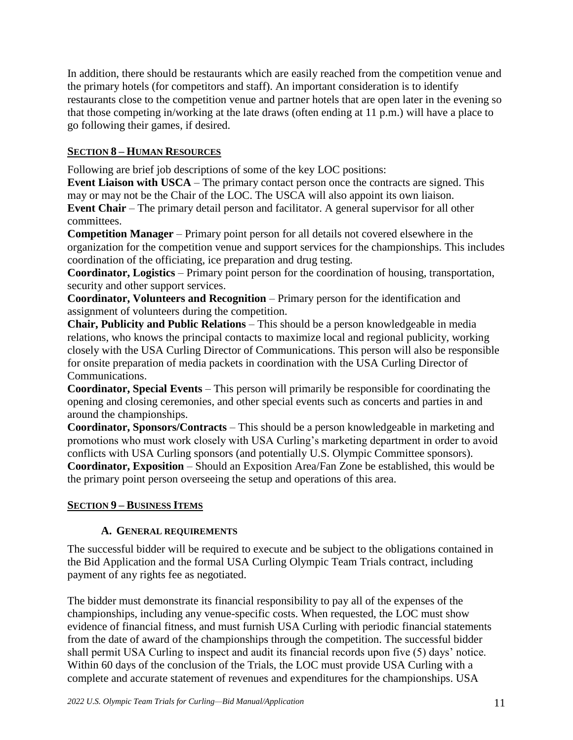In addition, there should be restaurants which are easily reached from the competition venue and the primary hotels (for competitors and staff). An important consideration is to identify restaurants close to the competition venue and partner hotels that are open later in the evening so that those competing in/working at the late draws (often ending at 11 p.m.) will have a place to go following their games, if desired.

## SECTION 8 – HUMAN RESOURCES

Following are brief job descriptions of some of the key LOC positions:

**Event Liaison with USCA** – The primary contact person once the contracts are signed. This may or may not be the Chair of the LOC. The USCA will also appoint its own liaison.

**Event Chair** – The primary detail person and facilitator. A general supervisor for all other committees.

**Competition Manager** – Primary point person for all details not covered elsewhere in the organization for the competition venue and support services for the championships. This includes coordination of the officiating, ice preparation and drug testing.

**Coordinator, Logistics** – Primary point person for the coordination of housing, transportation, security and other support services.

**Coordinator, Volunteers and Recognition** – Primary person for the identification and assignment of volunteers during the competition.

**Chair, Publicity and Public Relations** – This should be a person knowledgeable in media relations, who knows the principal contacts to maximize local and regional publicity, working closely with the USA Curling Director of Communications. This person will also be responsible for onsite preparation of media packets in coordination with the USA Curling Director of Communications.

**Coordinator, Special Events** – This person will primarily be responsible for coordinating the opening and closing ceremonies, and other special events such as concerts and parties in and around the championships.

**Coordinator, Sponsors/Contracts** – This should be a person knowledgeable in marketing and promotions who must work closely with USA Curling's marketing department in order to avoid conflicts with USA Curling sponsors (and potentially U.S. Olympic Committee sponsors).

**Coordinator, Exposition** – Should an Exposition Area/Fan Zone be established, this would be the primary point person overseeing the setup and operations of this area.

## SECTION 9 – BUSINESS ITEMS

### A. GENERAL REQUIREMENTS

The successful bidder will be required to execute and be subject to the obligations contained in the Bid Application and the formal USA Curling Olympic Team Trials contract, including payment of any rights fee as negotiated.

The bidder must demonstrate its financial responsibility to pay all of the expenses of the championships, including any venue-specific costs. When requested, the LOC must show evidence of financial fitness, and must furnish USA Curling with periodic financial statements from the date of award of the championships through the competition. The successful bidder shall permit USA Curling to inspect and audit its financial records upon five (5) days' notice. Within 60 days of the conclusion of the Trials, the LOC must provide USA Curling with a complete and accurate statement of revenues and expenditures for the championships. USA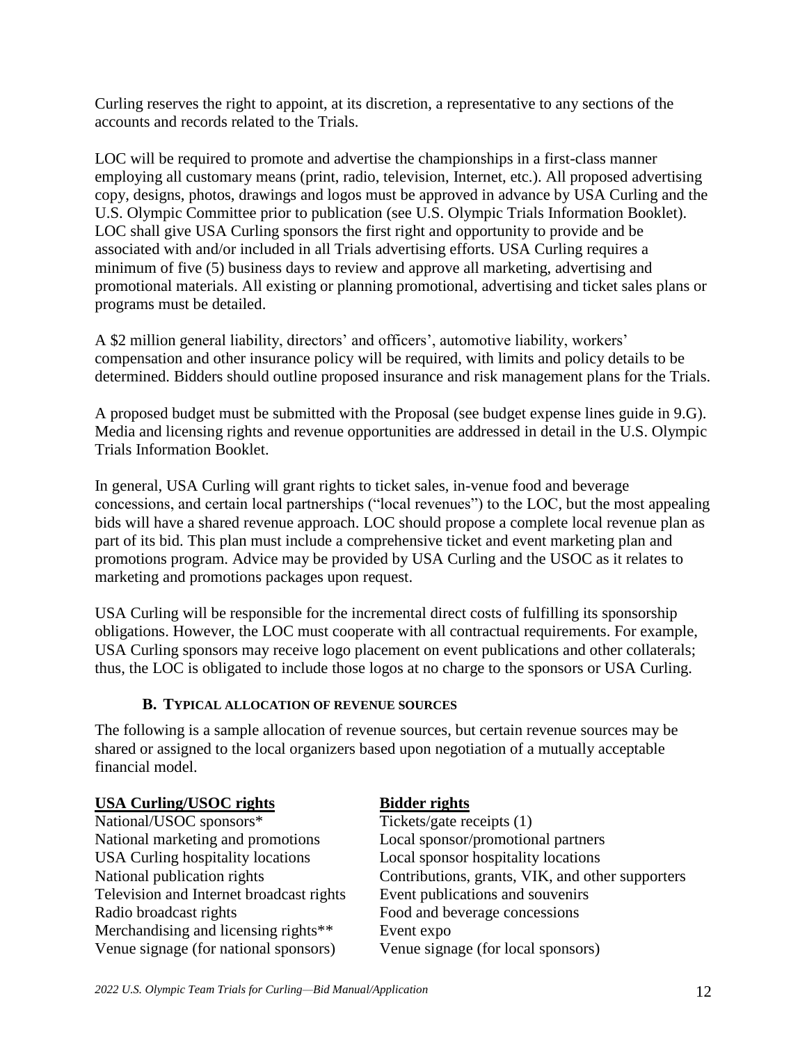Curling reserves the right to appoint, at its discretion, a representative to any sections of the accounts and records related to the Trials.

LOC will be required to promote and advertise the championships in a first-class manner employing all customary means (print, radio, television, Internet, etc.). All proposed advertising copy, designs, photos, drawings and logos must be approved in advance by USA Curling and the U.S. Olympic Committee prior to publication (see U.S. Olympic Trials Information Booklet). LOC shall give USA Curling sponsors the first right and opportunity to provide and be associated with and/or included in all Trials advertising efforts. USA Curling requires a minimum of five (5) business days to review and approve all marketing, advertising and promotional materials. All existing or planning promotional, advertising and ticket sales plans or programs must be detailed.

A $2 million general liability, directors' and officers', automotive liability, workers' compensation and other insurance policy will be required, with limits and policy details to be determined. Bidders should outline proposed insurance and risk management plans for the Trials.

A proposed budget must be submitted with the Proposal (see budget expense lines guide in 9.G). Media and licensing rights and revenue opportunities are addressed in detail in the U.S. Olympic Trials Information Booklet.

In general, USA Curling will grant rights to ticket sales, in-venue food and beverage concessions, and certain local partnerships ("local revenues") to the LOC, but the most appealing bids will have a shared revenue approach. LOC should propose a complete local revenue plan as part of its bid. This plan must include a comprehensive ticket and event marketing plan and promotions program. Advice may be provided by USA Curling and the USOC as it relates to marketing and promotions packages upon request.

USA Curling will be responsible for the incremental direct costs of fulfilling its sponsorship obligations. However, the LOC must cooperate with all contractual requirements. For example, USA Curling sponsors may receive logo placement on event publications and other collaterals; thus, the LOC is obligated to include those logos at no charge to the sponsors or USA Curling.

### B. Typical allocation of revenue sources

The following is a sample allocation of revenue sources, but certain revenue sources may be shared or assigned to the local organizers based upon negotiation of a mutually acceptable financial model.

| USA Curling/USOC rights | Bidder rights |
|---|---|
| National/USOC sponsors* | Tickets/gate receipts (1) |
| National marketing and promotions | Local sponsor/promotional partners |
| USA Curling hospitality locations | Local sponsor hospitality locations |
| National publication rights | Contributions, grants, VIK, and other supporters |
| Television and Internet broadcast rights | Event publications and souvenirs |
| Radio broadcast rights | Food and beverage concessions |
| Merchandising and licensing rights** | Event expo |
| Venue signage (for national sponsors) | Venue signage (for local sponsors) |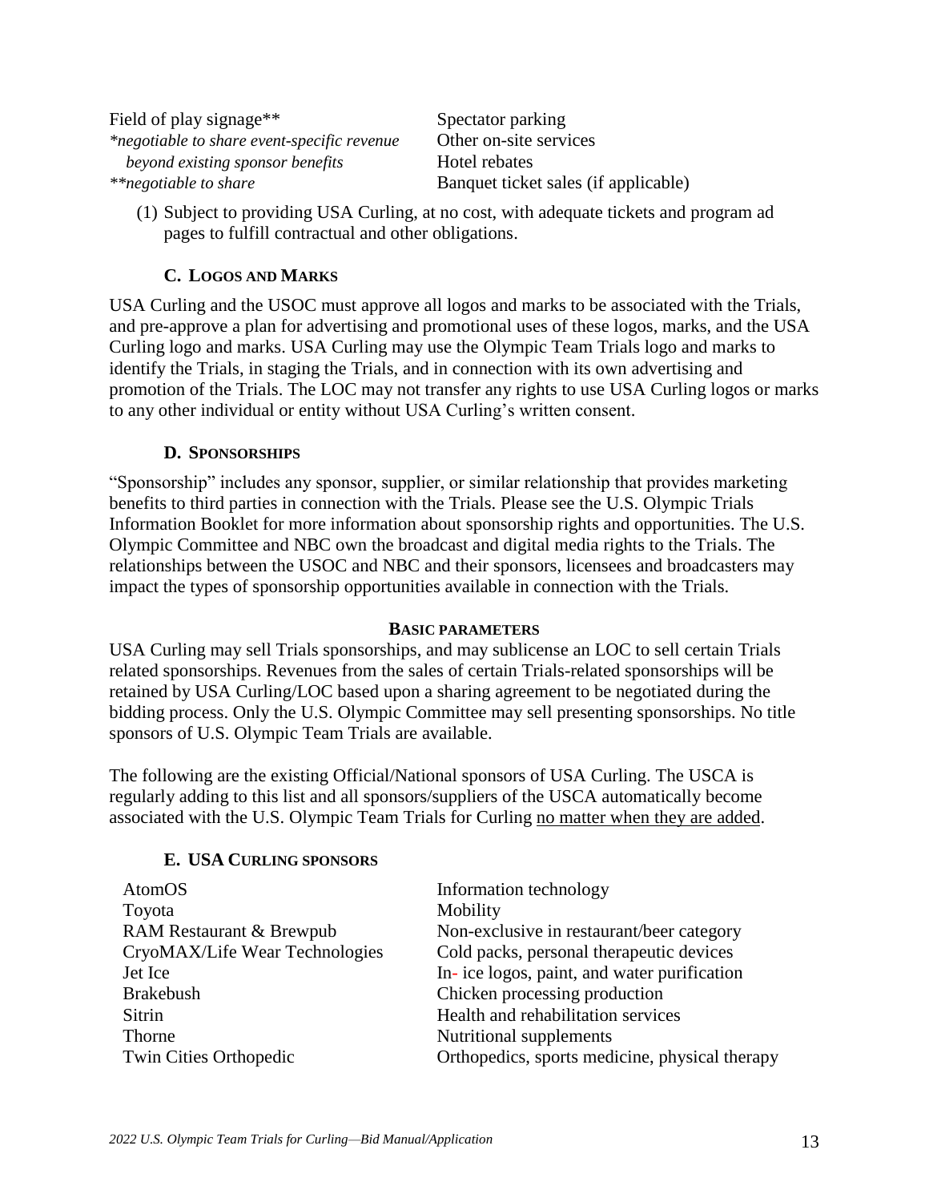| | |
|---|---|
| Field of play signage** | Spectator parking |
| *\*negotiable to share event-specific revenue beyond existing sponsor benefits* | Other on-site services |
| | Hotel rebates |
| *\*\*negotiable to share* | Banquet ticket sales (if applicable) |

(1) Subject to providing USA Curling, at no cost, with adequate tickets and program ad pages to fulfill contractual and other obligations.

### C. LOGOS AND MARKS

USA Curling and the USOC must approve all logos and marks to be associated with the Trials, and pre-approve a plan for advertising and promotional uses of these logos, marks, and the USA Curling logo and marks. USA Curling may use the Olympic Team Trials logo and marks to identify the Trials, in staging the Trials, and in connection with its own advertising and promotion of the Trials. The LOC may not transfer any rights to use USA Curling logos or marks to any other individual or entity without USA Curling's written consent.

### D. SPONSORSHIPS

"Sponsorship" includes any sponsor, supplier, or similar relationship that provides marketing benefits to third parties in connection with the Trials. Please see the U.S. Olympic Trials Information Booklet for more information about sponsorship rights and opportunities. The U.S. Olympic Committee and NBC own the broadcast and digital media rights to the Trials. The relationships between the USOC and NBC and their sponsors, licensees and broadcasters may impact the types of sponsorship opportunities available in connection with the Trials.

**BASIC PARAMETERS**

USA Curling may sell Trials sponsorships, and may sublicense an LOC to sell certain Trials related sponsorships. Revenues from the sales of certain Trials-related sponsorships will be retained by USA Curling/LOC based upon a sharing agreement to be negotiated during the bidding process. Only the U.S. Olympic Committee may sell presenting sponsorships. No title sponsors of U.S. Olympic Team Trials are available.

The following are the existing Official/National sponsors of USA Curling. The USCA is regularly adding to this list and all sponsors/suppliers of the USCA automatically become associated with the U.S. Olympic Team Trials for Curling no matter when they are added.

### E. USA CURLING SPONSORS

| | |
|---|---|
| AtomOS | Information technology |
| Toyota | Mobility |
| RAM Restaurant & Brewpub | Non-exclusive in restaurant/beer category |
| CryoMAX/Life Wear Technologies | Cold packs, personal therapeutic devices |
| Jet Ice | In- ice logos, paint, and water purification |
| Brakebush | Chicken processing production |
| Sitrin | Health and rehabilitation services |
| Thorne | Nutritional supplements |
| Twin Cities Orthopedic | Orthopedics, sports medicine, physical therapy |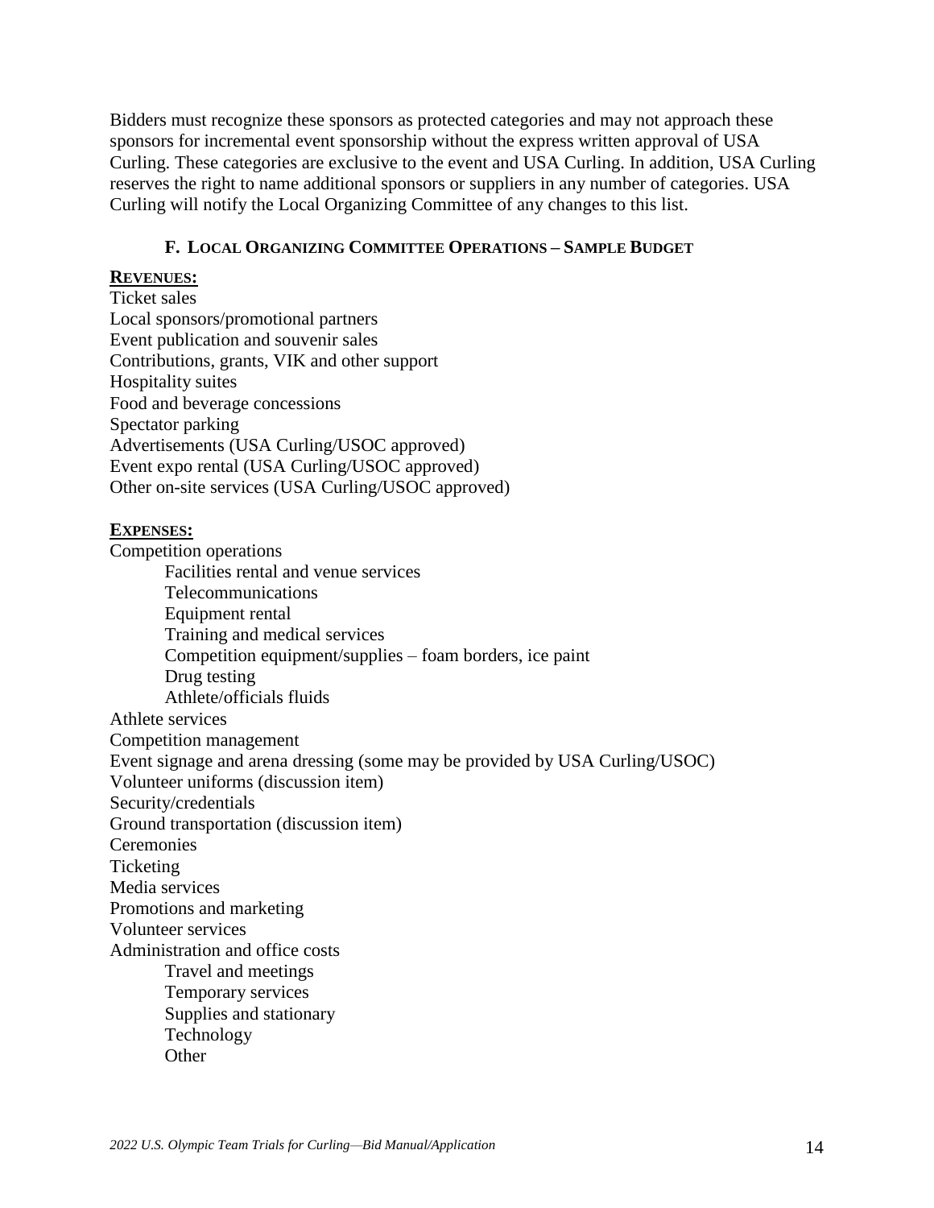Bidders must recognize these sponsors as protected categories and may not approach these sponsors for incremental event sponsorship without the express written approval of USA Curling. These categories are exclusive to the event and USA Curling. In addition, USA Curling reserves the right to name additional sponsors or suppliers in any number of categories. USA Curling will notify the Local Organizing Committee of any changes to this list.

### F. Local Organizing Committee Operations – Sample Budget

**REVENUES:**

- Ticket sales
- Local sponsors/promotional partners
- Event publication and souvenir sales
- Contributions, grants, VIK and other support
- Hospitality suites
- Food and beverage concessions
- Spectator parking
- Advertisements (USA Curling/USOC approved)
- Event expo rental (USA Curling/USOC approved)
- Other on-site services (USA Curling/USOC approved)

**EXPENSES:**

- Competition operations
  - Facilities rental and venue services
  - Telecommunications
  - Equipment rental
  - Training and medical services
  - Competition equipment/supplies – foam borders, ice paint
  - Drug testing
  - Athlete/officials fluids
- Athlete services
- Competition management
- Event signage and arena dressing (some may be provided by USA Curling/USOC)
- Volunteer uniforms (discussion item)
- Security/credentials
- Ground transportation (discussion item)
- Ceremonies
- Ticketing
- Media services
- Promotions and marketing
- Volunteer services
- Administration and office costs
  - Travel and meetings
  - Temporary services
  - Supplies and stationary
  - Technology
  - Other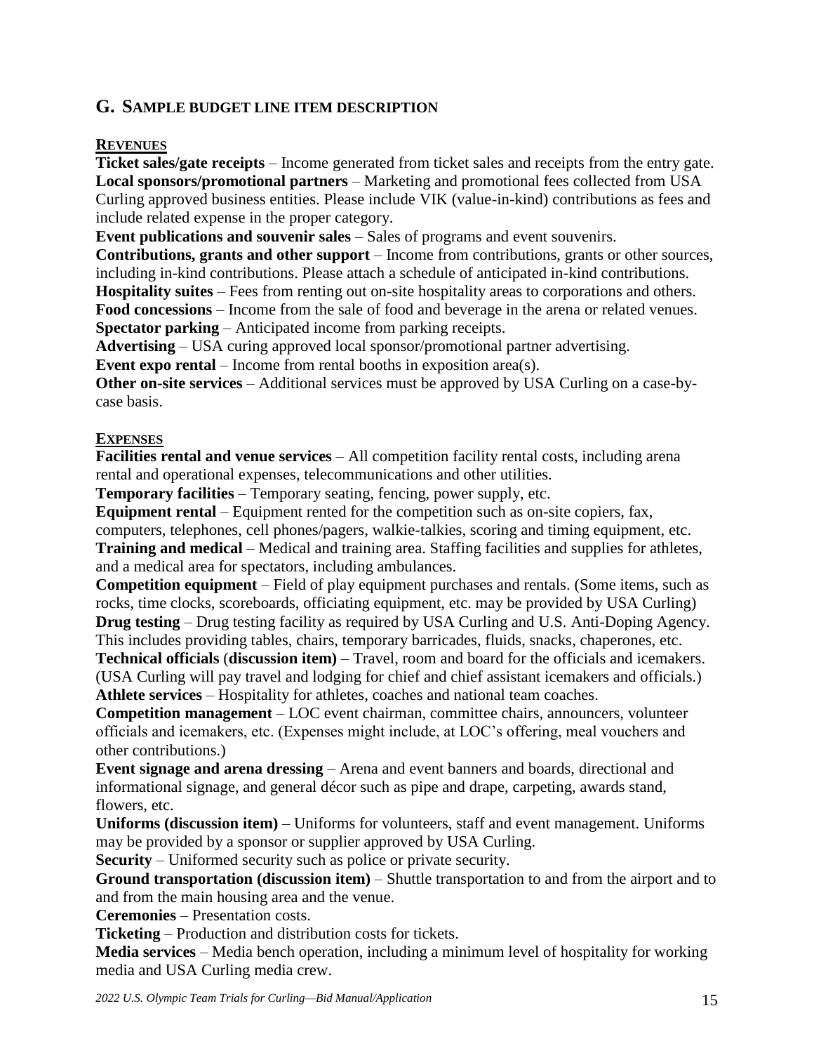## G. Sample budget line item description

**Revenues**

**Ticket sales/gate receipts** – Income generated from ticket sales and receipts from the entry gate.
**Local sponsors/promotional partners** – Marketing and promotional fees collected from USA Curling approved business entities. Please include VIK (value-in-kind) contributions as fees and include related expense in the proper category.
**Event publications and souvenir sales** – Sales of programs and event souvenirs.
**Contributions, grants and other support** – Income from contributions, grants or other sources, including in-kind contributions. Please attach a schedule of anticipated in-kind contributions.
**Hospitality suites** – Fees from renting out on-site hospitality areas to corporations and others.
**Food concessions** – Income from the sale of food and beverage in the arena or related venues.
**Spectator parking** – Anticipated income from parking receipts.
**Advertising** – USA curing approved local sponsor/promotional partner advertising.
**Event expo rental** – Income from rental booths in exposition area(s).
**Other on-site services** – Additional services must be approved by USA Curling on a case-by-case basis.

**Expenses**

**Facilities rental and venue services** – All competition facility rental costs, including arena rental and operational expenses, telecommunications and other utilities.
**Temporary facilities** – Temporary seating, fencing, power supply, etc.
**Equipment rental** – Equipment rented for the competition such as on-site copiers, fax, computers, telephones, cell phones/pagers, walkie-talkies, scoring and timing equipment, etc.
**Training and medical** – Medical and training area. Staffing facilities and supplies for athletes, and a medical area for spectators, including ambulances.
**Competition equipment** – Field of play equipment purchases and rentals. (Some items, such as rocks, time clocks, scoreboards, officiating equipment, etc. may be provided by USA Curling)
**Drug testing** – Drug testing facility as required by USA Curling and U.S. Anti-Doping Agency. This includes providing tables, chairs, temporary barricades, fluids, snacks, chaperones, etc.
**Technical officials** (**discussion item)** – Travel, room and board for the officials and icemakers. (USA Curling will pay travel and lodging for chief and chief assistant icemakers and officials.)
**Athlete services** – Hospitality for athletes, coaches and national team coaches.
**Competition management** – LOC event chairman, committee chairs, announcers, volunteer officials and icemakers, etc. (Expenses might include, at LOC's offering, meal vouchers and other contributions.)
**Event signage and arena dressing** – Arena and event banners and boards, directional and informational signage, and general décor such as pipe and drape, carpeting, awards stand, flowers, etc.
**Uniforms (discussion item)** – Uniforms for volunteers, staff and event management. Uniforms may be provided by a sponsor or supplier approved by USA Curling.
**Security** – Uniformed security such as police or private security.
**Ground transportation (discussion item)** – Shuttle transportation to and from the airport and to and from the main housing area and the venue.
**Ceremonies** – Presentation costs.
**Ticketing** – Production and distribution costs for tickets.
**Media services** – Media bench operation, including a minimum level of hospitality for working media and USA Curling media crew.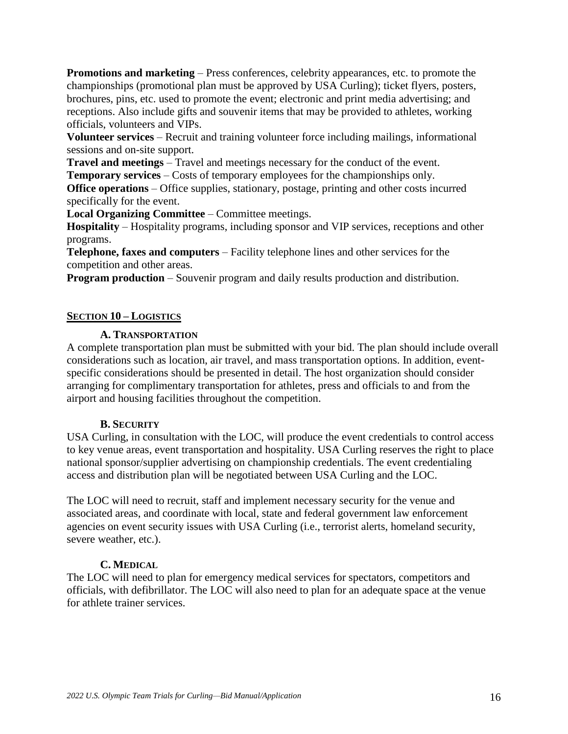**Promotions and marketing** – Press conferences, celebrity appearances, etc. to promote the championships (promotional plan must be approved by USA Curling); ticket flyers, posters, brochures, pins, etc. used to promote the event; electronic and print media advertising; and receptions. Also include gifts and souvenir items that may be provided to athletes, working officials, volunteers and VIPs.

**Volunteer services** – Recruit and training volunteer force including mailings, informational sessions and on-site support.

**Travel and meetings** – Travel and meetings necessary for the conduct of the event.

**Temporary services** – Costs of temporary employees for the championships only.

**Office operations** – Office supplies, stationary, postage, printing and other costs incurred specifically for the event.

**Local Organizing Committee** – Committee meetings.

**Hospitality** – Hospitality programs, including sponsor and VIP services, receptions and other programs.

**Telephone, faxes and computers** – Facility telephone lines and other services for the competition and other areas.

**Program production** – Souvenir program and daily results production and distribution.

## SECTION 10 – LOGISTICS

### A. TRANSPORTATION

A complete transportation plan must be submitted with your bid. The plan should include overall considerations such as location, air travel, and mass transportation options. In addition, event-specific considerations should be presented in detail. The host organization should consider arranging for complimentary transportation for athletes, press and officials to and from the airport and housing facilities throughout the competition.

### B. SECURITY

USA Curling, in consultation with the LOC, will produce the event credentials to control access to key venue areas, event transportation and hospitality. USA Curling reserves the right to place national sponsor/supplier advertising on championship credentials. The event credentialing access and distribution plan will be negotiated between USA Curling and the LOC.

The LOC will need to recruit, staff and implement necessary security for the venue and associated areas, and coordinate with local, state and federal government law enforcement agencies on event security issues with USA Curling (i.e., terrorist alerts, homeland security, severe weather, etc.).

### C. MEDICAL

The LOC will need to plan for emergency medical services for spectators, competitors and officials, with defibrillator. The LOC will also need to plan for an adequate space at the venue for athlete trainer services.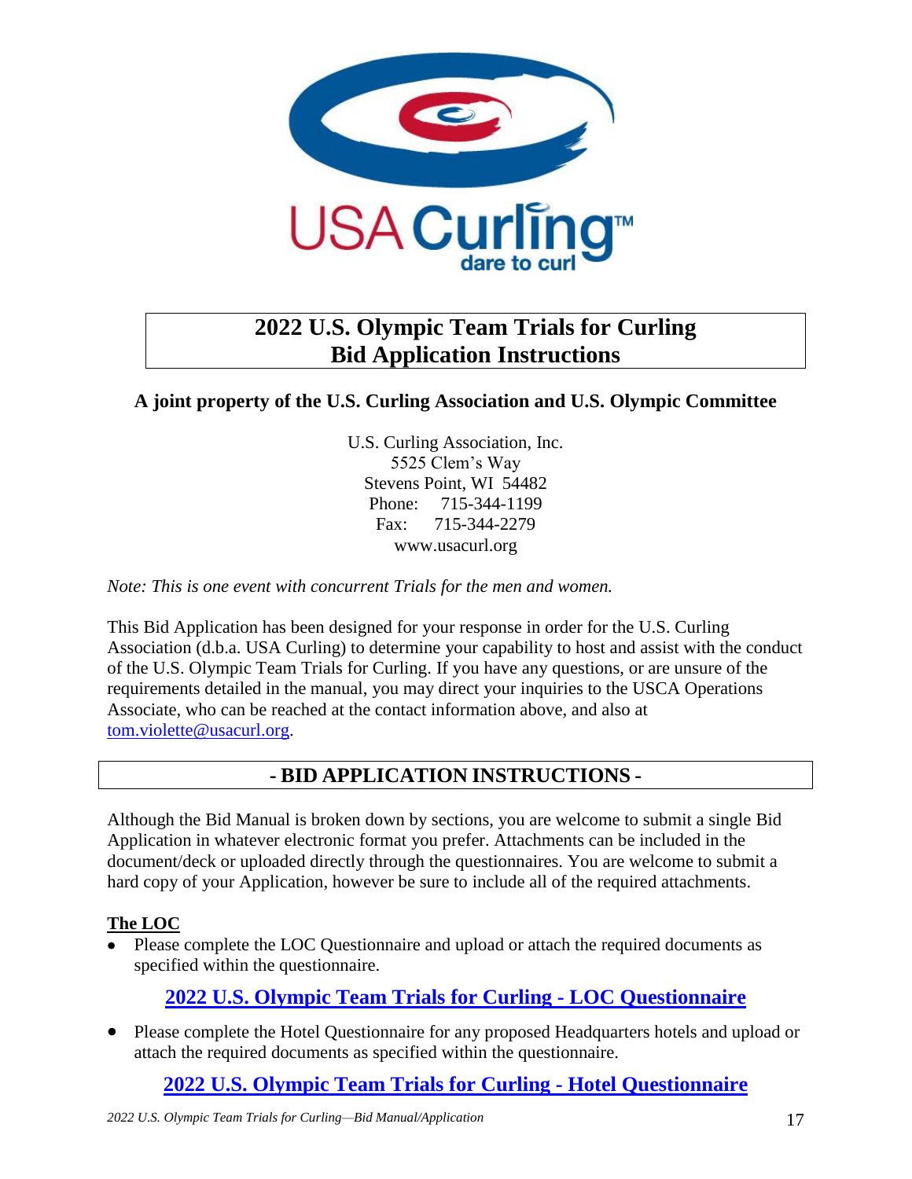# 2022 U.S. Olympic Team Trials for Curling
# Bid Application Instructions

**A joint property of the U.S. Curling Association and U.S. Olympic Committee**

U.S. Curling Association, Inc.
5525 Clem's Way
Stevens Point, WI 54482
Phone: 715-344-1199
Fax: 715-344-2279
www.usacurl.org

*Note: This is one event with concurrent Trials for the men and women.*

This Bid Application has been designed for your response in order for the U.S. Curling Association (d.b.a. USA Curling) to determine your capability to host and assist with the conduct of the U.S. Olympic Team Trials for Curling. If you have any questions, or are unsure of the requirements detailed in the manual, you may direct your inquiries to the USCA Operations Associate, who can be reached at the contact information above, and also at tom.violette@usacurl.org.

## - BID APPLICATION INSTRUCTIONS -

Although the Bid Manual is broken down by sections, you are welcome to submit a single Bid Application in whatever electronic format you prefer. Attachments can be included in the document/deck or uploaded directly through the questionnaires. You are welcome to submit a hard copy of your Application, however be sure to include all of the required attachments.

### The LOC

- Please complete the LOC Questionnaire and upload or attach the required documents as specified within the questionnaire.

**2022 U.S. Olympic Team Trials for Curling - LOC Questionnaire**

- Please complete the Hotel Questionnaire for any proposed Headquarters hotels and upload or attach the required documents as specified within the questionnaire.

**2022 U.S. Olympic Team Trials for Curling - Hotel Questionnaire**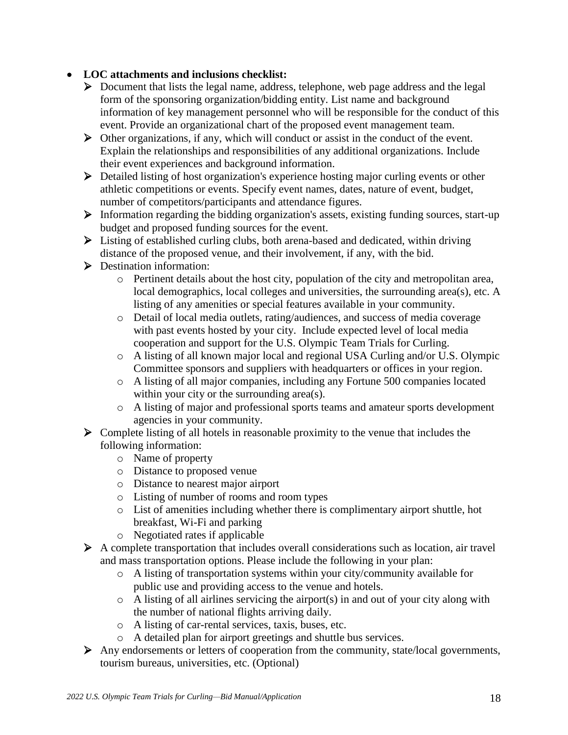- **LOC attachments and inclusions checklist:**
  - Document that lists the legal name, address, telephone, web page address and the legal form of the sponsoring organization/bidding entity. List name and background information of key management personnel who will be responsible for the conduct of this event. Provide an organizational chart of the proposed event management team.
  - Other organizations, if any, which will conduct or assist in the conduct of the event. Explain the relationships and responsibilities of any additional organizations. Include their event experiences and background information.
  - Detailed listing of host organization's experience hosting major curling events or other athletic competitions or events. Specify event names, dates, nature of event, budget, number of competitors/participants and attendance figures.
  - Information regarding the bidding organization's assets, existing funding sources, start-up budget and proposed funding sources for the event.
  - Listing of established curling clubs, both arena-based and dedicated, within driving distance of the proposed venue, and their involvement, if any, with the bid.
  - Destination information:
    - Pertinent details about the host city, population of the city and metropolitan area, local demographics, local colleges and universities, the surrounding area(s), etc. A listing of any amenities or special features available in your community.
    - Detail of local media outlets, rating/audiences, and success of media coverage with past events hosted by your city. Include expected level of local media cooperation and support for the U.S. Olympic Team Trials for Curling.
    - A listing of all known major local and regional USA Curling and/or U.S. Olympic Committee sponsors and suppliers with headquarters or offices in your region.
    - A listing of all major companies, including any Fortune 500 companies located within your city or the surrounding area(s).
    - A listing of major and professional sports teams and amateur sports development agencies in your community.
  - Complete listing of all hotels in reasonable proximity to the venue that includes the following information:
    - Name of property
    - Distance to proposed venue
    - Distance to nearest major airport
    - Listing of number of rooms and room types
    - List of amenities including whether there is complimentary airport shuttle, hot breakfast, Wi-Fi and parking
    - Negotiated rates if applicable
  - A complete transportation that includes overall considerations such as location, air travel and mass transportation options. Please include the following in your plan:
    - A listing of transportation systems within your city/community available for public use and providing access to the venue and hotels.
    - A listing of all airlines servicing the airport(s) in and out of your city along with the number of national flights arriving daily.
    - A listing of car-rental services, taxis, buses, etc.
    - A detailed plan for airport greetings and shuttle bus services.
  - Any endorsements or letters of cooperation from the community, state/local governments, tourism bureaus, universities, etc. (Optional)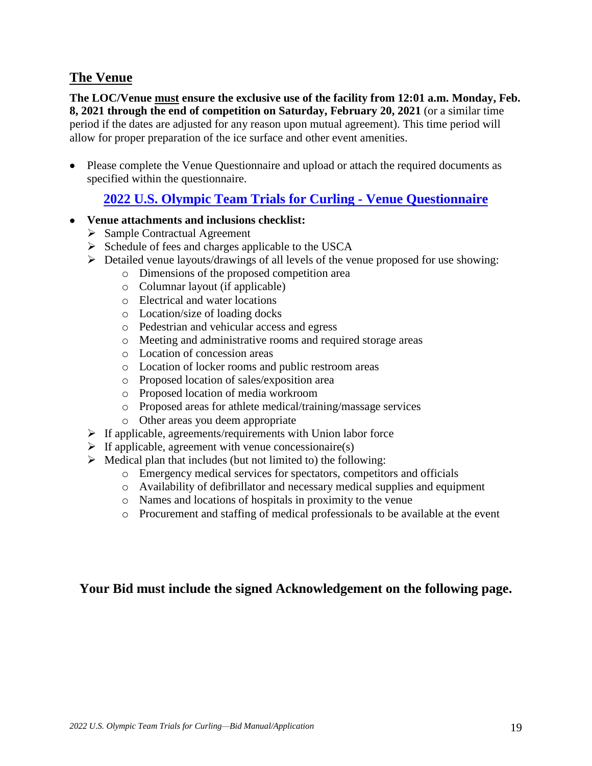## The Venue

**The LOC/Venue <u>must</u> ensure the exclusive use of the facility from 12:01 a.m. Monday, Feb. 8, 2021 through the end of competition on Saturday, February 20, 2021** (or a similar time period if the dates are adjusted for any reason upon mutual agreement). This time period will allow for proper preparation of the ice surface and other event amenities.

- Please complete the Venue Questionnaire and upload or attach the required documents as specified within the questionnaire.

  **[2022 U.S. Olympic Team Trials for Curling - Venue Questionnaire]**

- **Venue attachments and inclusions checklist:**
  - Sample Contractual Agreement
  - Schedule of fees and charges applicable to the USCA
  - Detailed venue layouts/drawings of all levels of the venue proposed for use showing:
    - Dimensions of the proposed competition area
    - Columnar layout (if applicable)
    - Electrical and water locations
    - Location/size of loading docks
    - Pedestrian and vehicular access and egress
    - Meeting and administrative rooms and required storage areas
    - Location of concession areas
    - Location of locker rooms and public restroom areas
    - Proposed location of sales/exposition area
    - Proposed location of media workroom
    - Proposed areas for athlete medical/training/massage services
    - Other areas you deem appropriate
  - If applicable, agreements/requirements with Union labor force
  - If applicable, agreement with venue concessionaire(s)
  - Medical plan that includes (but not limited to) the following:
    - Emergency medical services for spectators, competitors and officials
    - Availability of defibrillator and necessary medical supplies and equipment
    - Names and locations of hospitals in proximity to the venue
    - Procurement and staffing of medical professionals to be available at the event

**Your Bid must include the signed Acknowledgement on the following page.**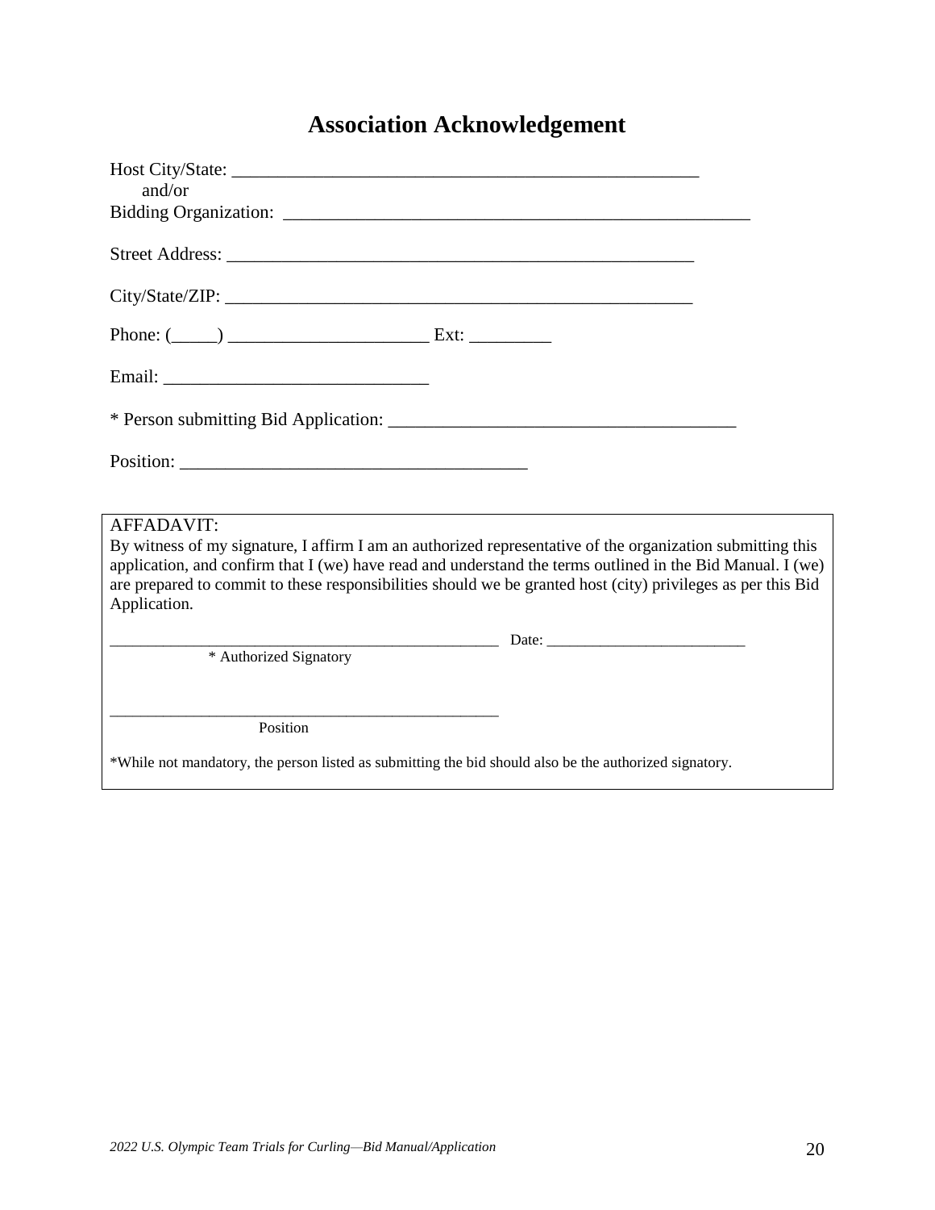# Association Acknowledgement

Host City/State: ____________________________________________________

and/or

Bidding Organization: ____________________________________________________

Street Address: ____________________________________________________

City/State/ZIP: ____________________________________________________

Phone: (_____) ______________________ Ext: _________

Email: ____________________________

* Person submitting Bid Application: ____________________________________

Position: ____________________________________

AFFADAVIT:

By witness of my signature, I affirm I am an authorized representative of the organization submitting this application, and confirm that I (we) have read and understand the terms outlined in the Bid Manual. I (we) are prepared to commit to these responsibilities should we be granted host (city) privileges as per this Bid Application.

_____________________________________________ Date: ________________________

* Authorized Signatory

_____________________________________________

Position

*While not mandatory, the person listed as submitting the bid should also be the authorized signatory.